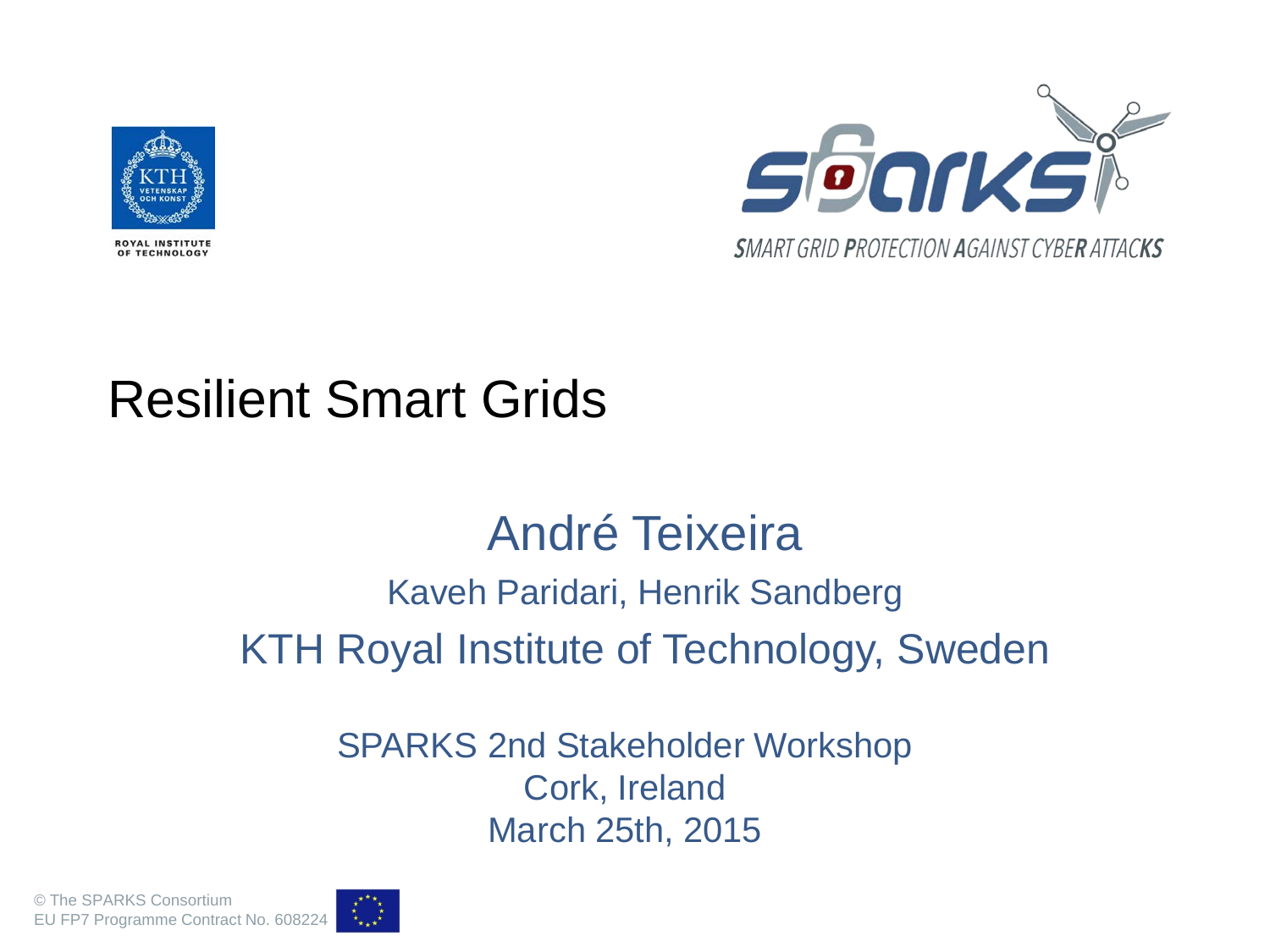ROYAL INSTITUTE OF TECHNOLOGY

SMART GRID PROTECTION AGAINST CYBER ATTACKS

# Resilient Smart Grids

## André Teixeira

Kaveh Paridari, Henrik Sandberg

KTH Royal Institute of Technology, Sweden

SPARKS 2nd Stakeholder Workshop
Cork, Ireland
March 25th, 2015

© The SPARKS Consortium
EU FP7 Programme Contract No. 608224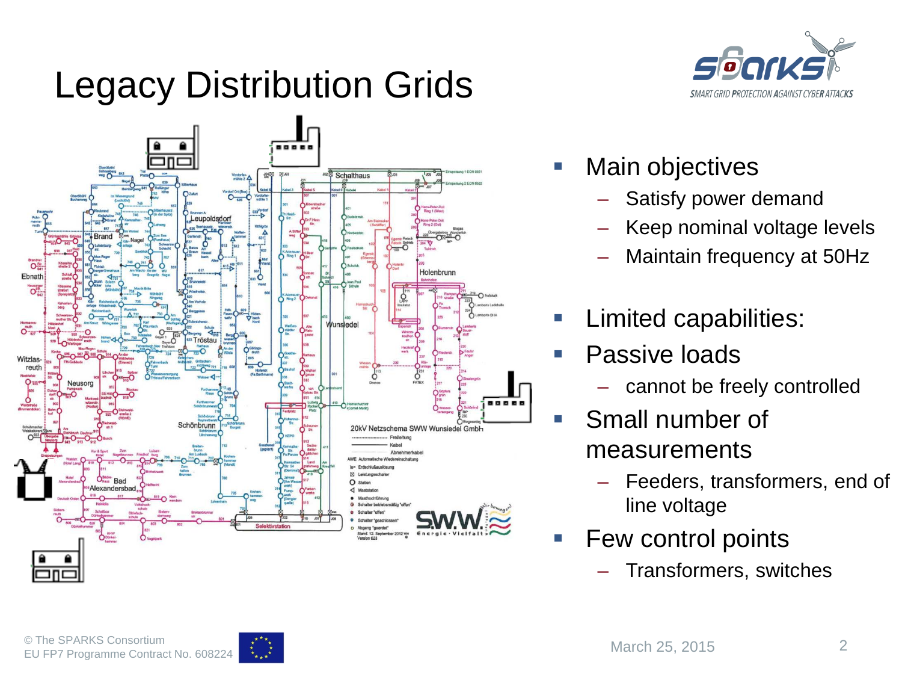# Legacy Distribution Grids

- Main objectives
  - Satisfy power demand
  - Keep nominal voltage levels
  - Maintain frequency at 50Hz
- Limited capabilities:
- Passive loads
  - cannot be freely controlled
- Small number of measurements
  - Feeders, transformers, end of line voltage
- Few control points
  - Transformers, switches

© The SPARKS Consortium
EU FP7 Programme Contract No. 608224

March 25, 2015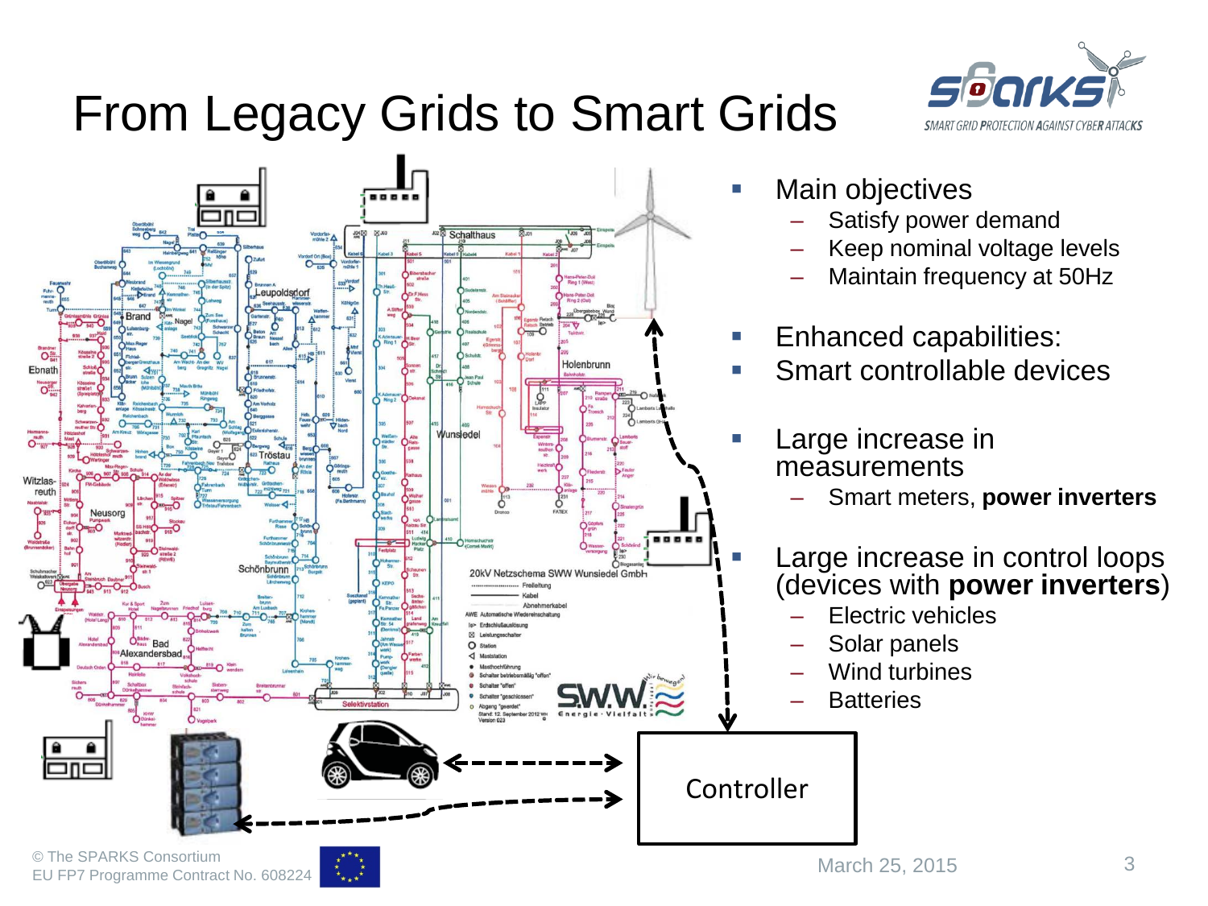# From Legacy Grids to Smart Grids

- Main objectives
  - Satisfy power demand
  - Keep nominal voltage levels
  - Maintain frequency at 50Hz
- Enhanced capabilities:
- Smart controllable devices
- Large increase in measurements
  - Smart meters, **power inverters**
- Large increase in control loops (devices with **power inverters**)
  - Electric vehicles
  - Solar panels
  - Wind turbines
  - Batteries

Controller

© The SPARKS Consortium
EU FP7 Programme Contract No. 608224

March 25, 2015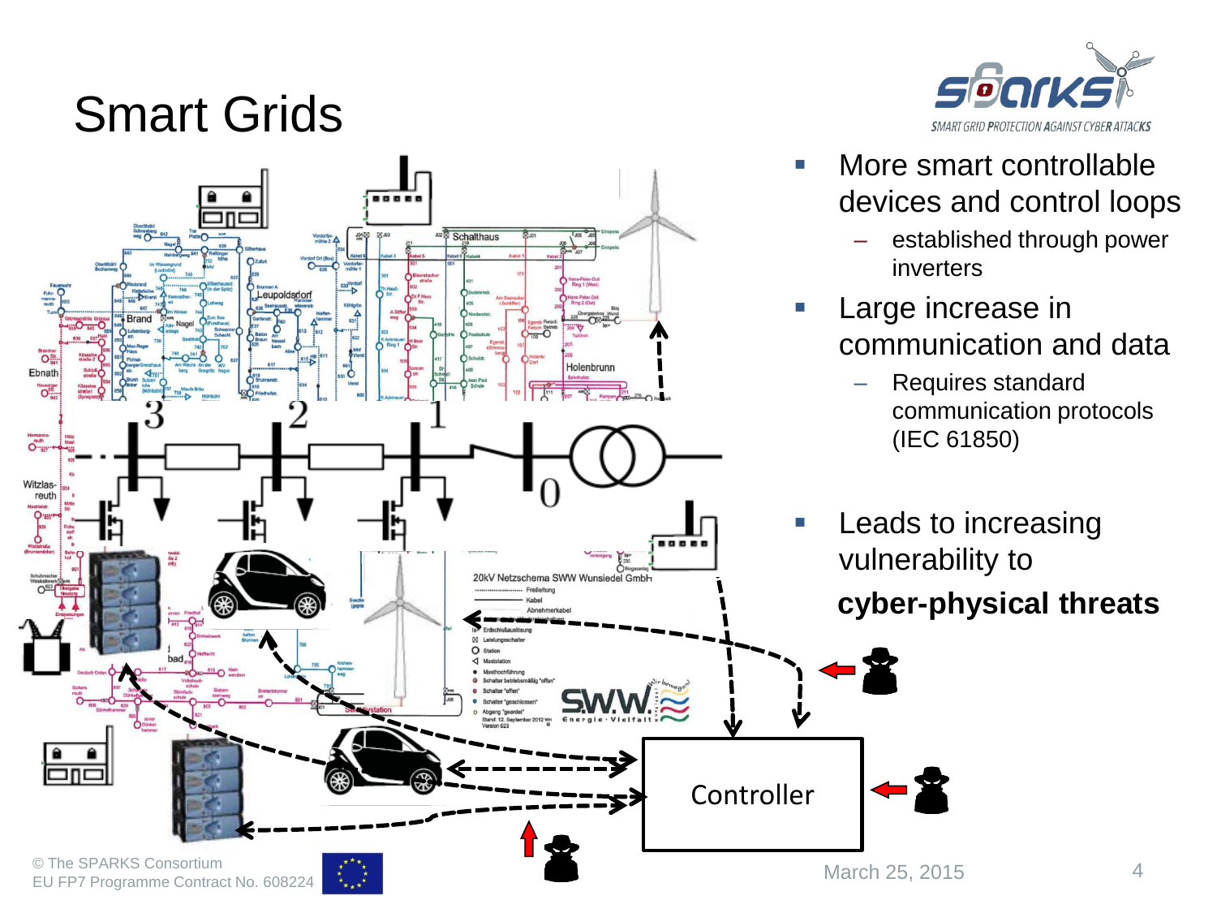# Smart Grids

- More smart controllable devices and control loops
  - established through power inverters
- Large increase in communication and data
  - Requires standard communication protocols (IEC 61850)
- Leads to increasing vulnerability to **cyber-physical threats**

© The SPARKS Consortium
EU FP7 Programme Contract No. 608224

March 25, 2015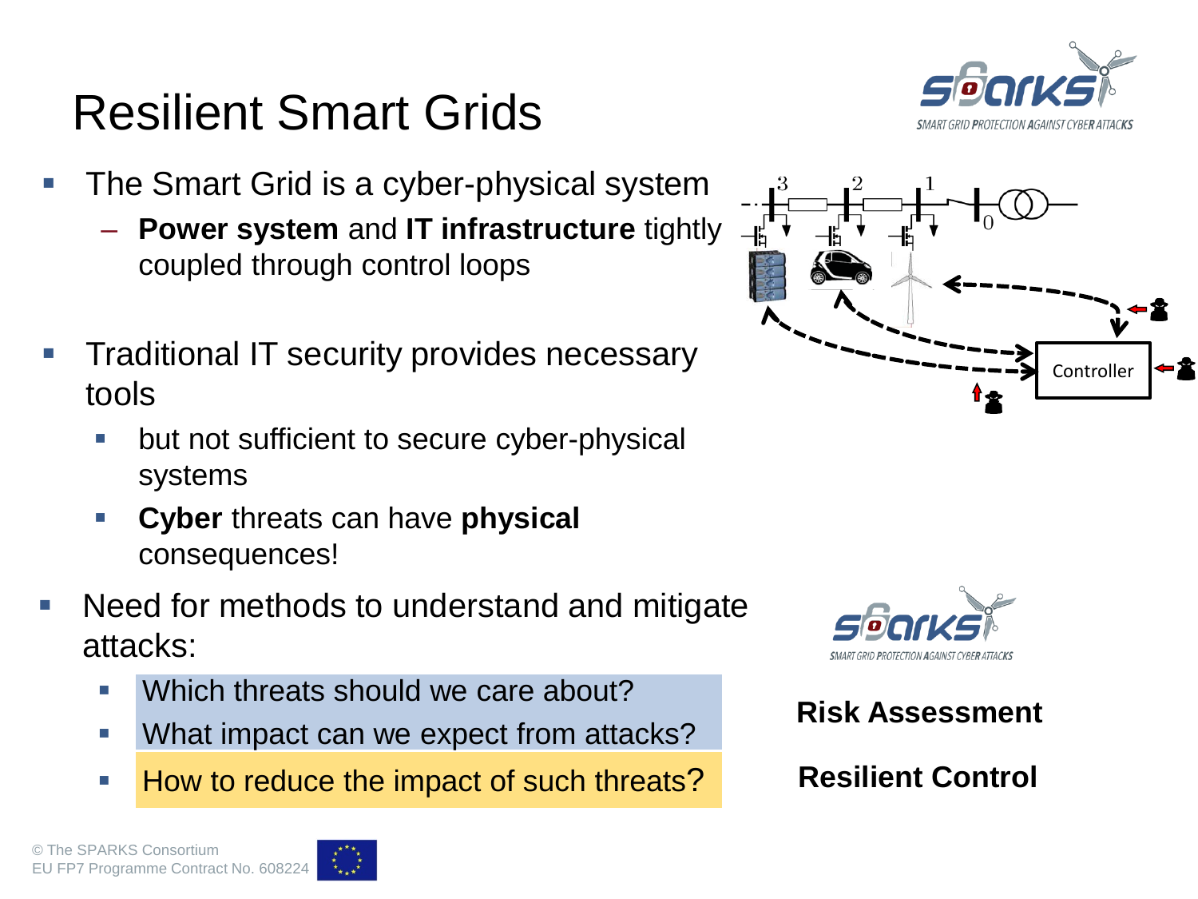# Resilient Smart Grids

- The Smart Grid is a cyber-physical system
  - **Power system** and **IT infrastructure** tightly coupled through control loops
- Traditional IT security provides necessary tools
  - but not sufficient to secure cyber-physical systems
  - **Cyber** threats can have **physical** consequences!
- Need for methods to understand and mitigate attacks:
  - Which threats should we care about?
  - What impact can we expect from attacks?
  - How to reduce the impact of such threats?

**Risk Assessment**

**Resilient Control**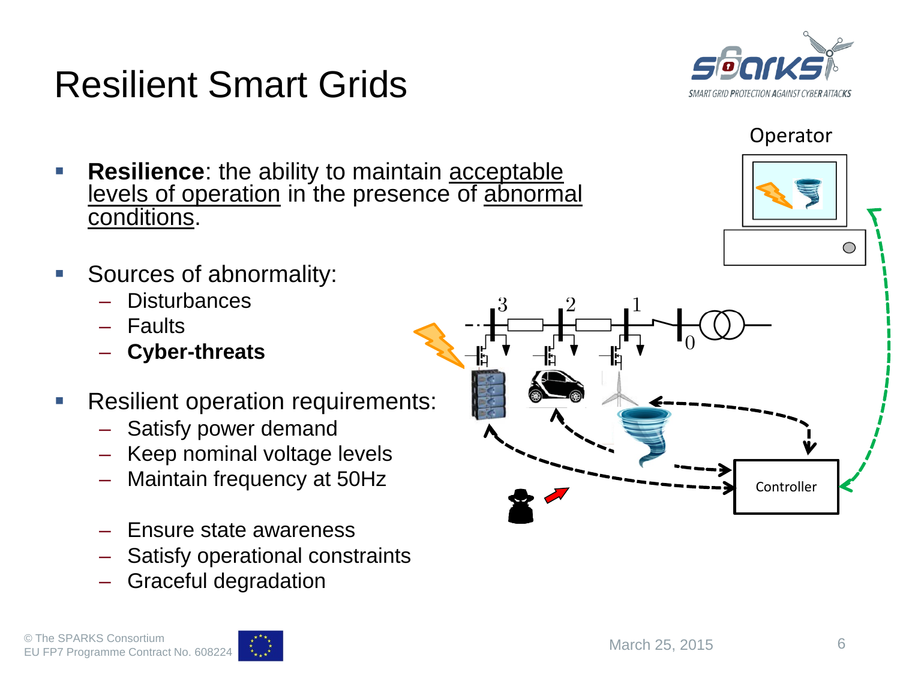# Resilient Smart Grids

- **Resilience**: the ability to maintain acceptable levels of operation in the presence of abnormal conditions.

- Sources of abnormality:
  - Disturbances
  - Faults
  - **Cyber-threats**

- Resilient operation requirements:
  - Satisfy power demand
  - Keep nominal voltage levels
  - Maintain frequency at 50Hz
  - Ensure state awareness
  - Satisfy operational constraints
  - Graceful degradation

Operator

Controller

© The SPARKS Consortium
EU FP7 Programme Contract No. 608224

March 25, 2015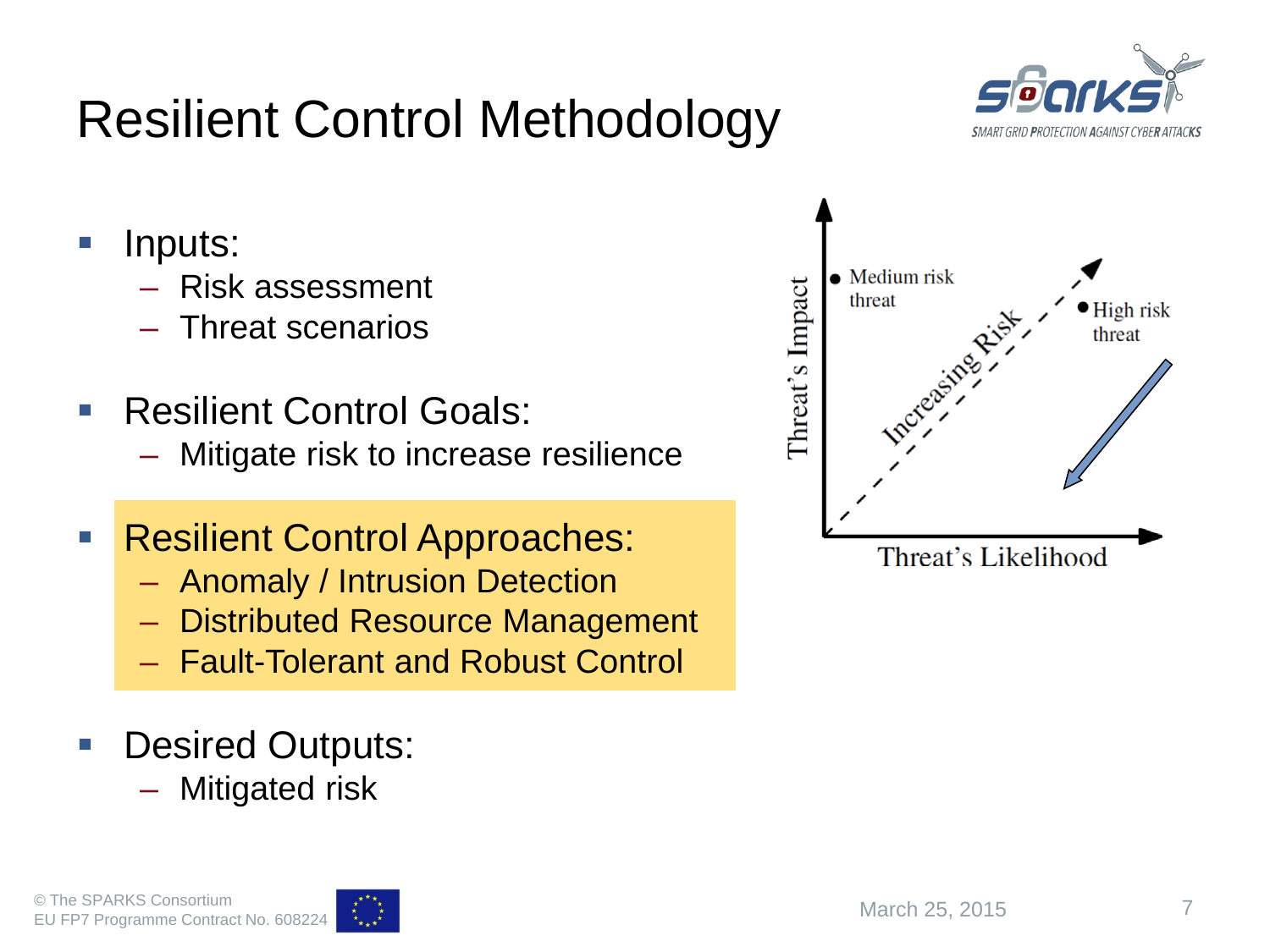# Resilient Control Methodology

- Inputs:
  - Risk assessment
  - Threat scenarios
- Resilient Control Goals:
  - Mitigate risk to increase resilience
- **Resilient Control Approaches:**
  - Anomaly / Intrusion Detection
  - Distributed Resource Management
  - Fault-Tolerant and Robust Control
- Desired Outputs:
  - Mitigated risk

Medium risk threat

High risk threat

Increasing Risk

Threat's Impact

Threat's Likelihood

© The SPARKS Consortium
EU FP7 Programme Contract No. 608224

March 25, 2015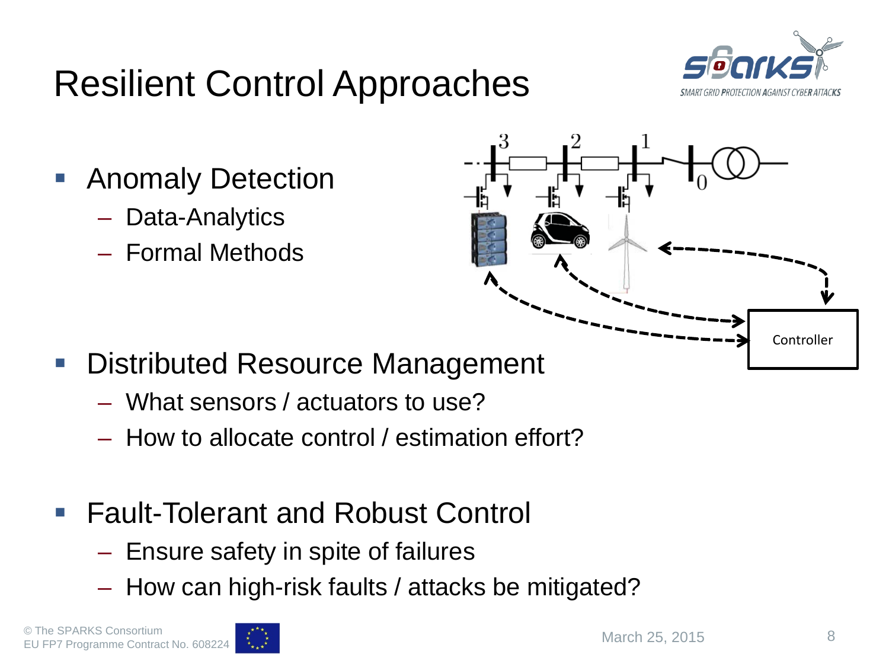# Resilient Control Approaches

- Anomaly Detection
  - Data-Analytics
  - Formal Methods
- Distributed Resource Management
  - What sensors / actuators to use?
  - How to allocate control / estimation effort?
- Fault-Tolerant and Robust Control
  - Ensure safety in spite of failures
  - How can high-risk faults / attacks be mitigated?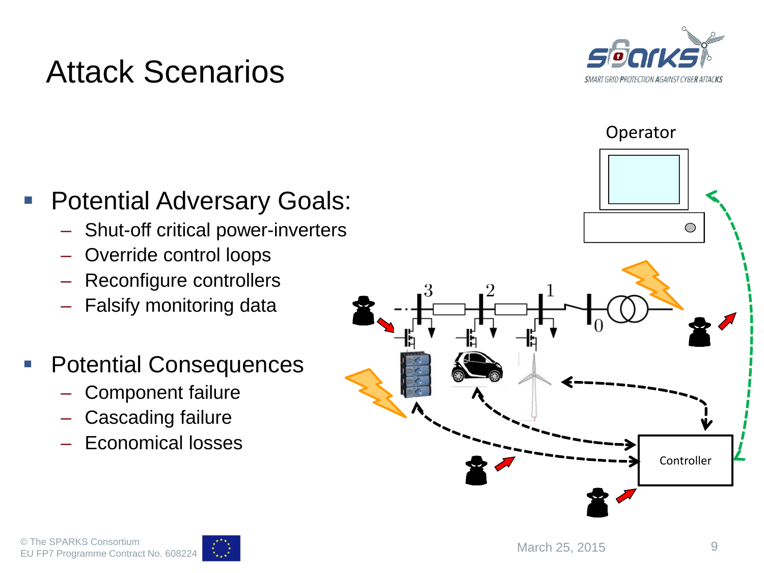# Attack Scenarios

- Potential Adversary Goals:
  - Shut-off critical power-inverters
  - Override control loops
  - Reconfigure controllers
  - Falsify monitoring data

- Potential Consequences
  - Component failure
  - Cascading failure
  - Economical losses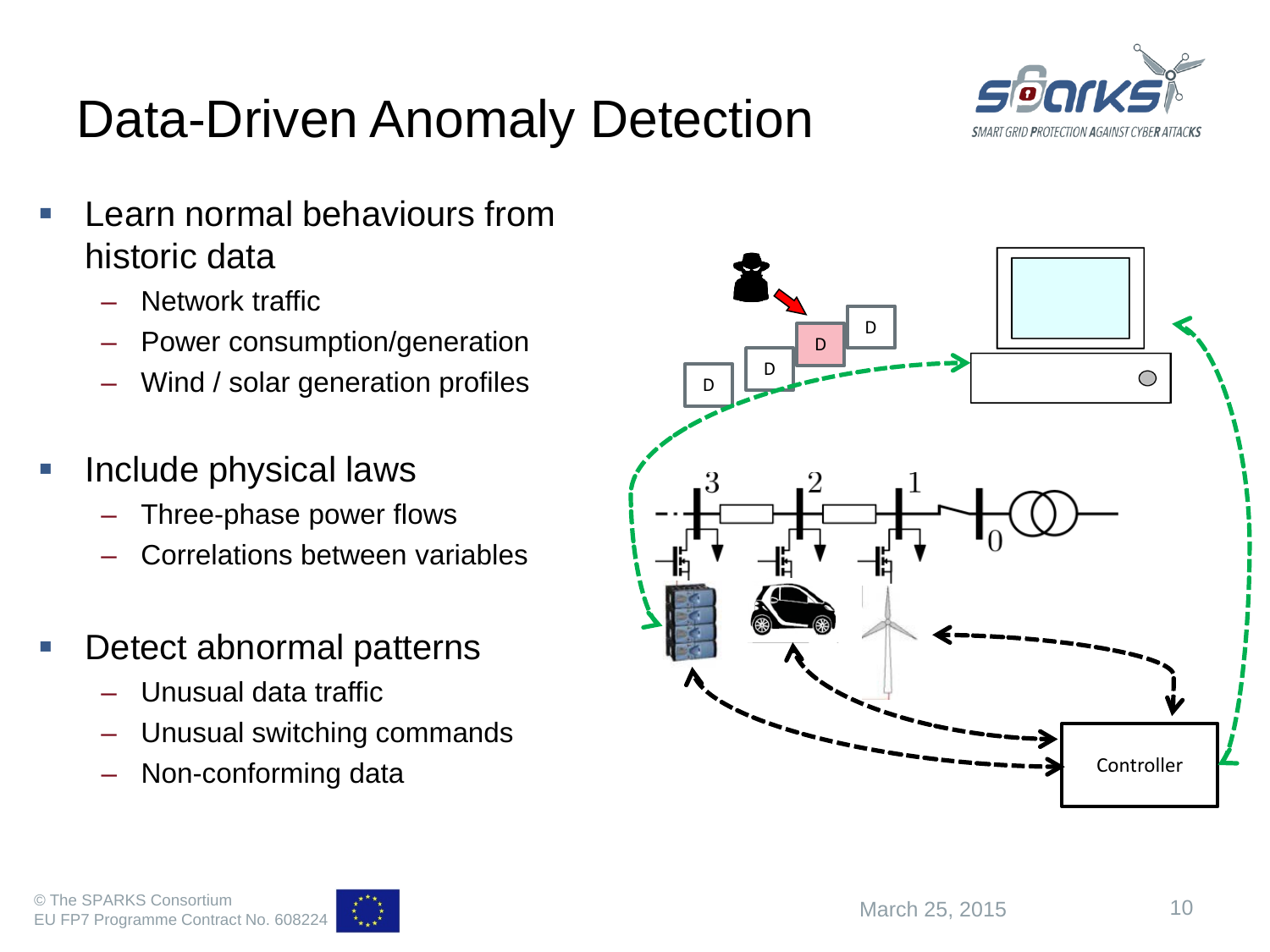# Data-Driven Anomaly Detection

- Learn normal behaviours from historic data
  - Network traffic
  - Power consumption/generation
  - Wind / solar generation profiles
- Include physical laws
  - Three-phase power flows
  - Correlations between variables
- Detect abnormal patterns
  - Unusual data traffic
  - Unusual switching commands
  - Non-conforming data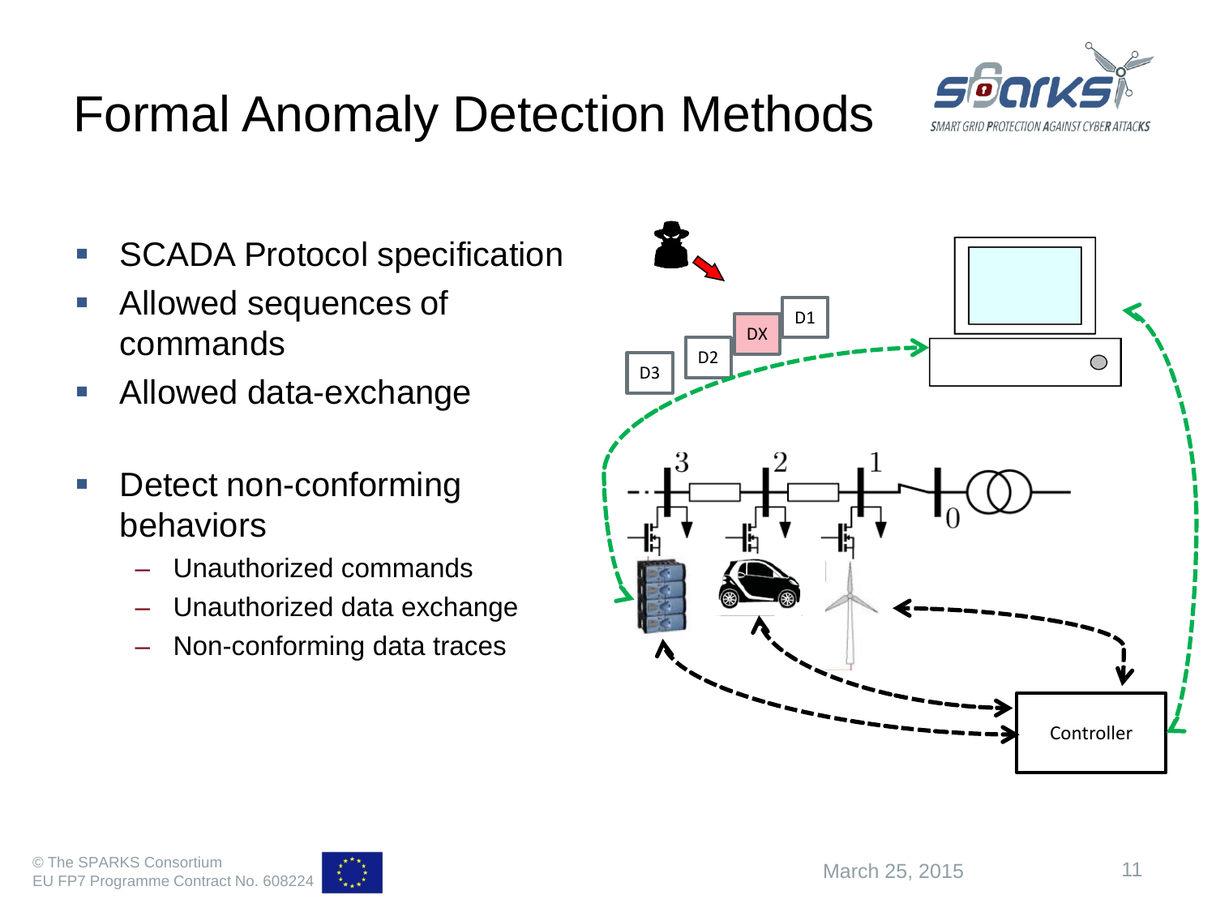# Formal Anomaly Detection Methods

- SCADA Protocol specification
- Allowed sequences of commands
- Allowed data-exchange
- Detect non-conforming behaviors
  - Unauthorized commands
  - Unauthorized data exchange
  - Non-conforming data traces

D1 DX D2 D3

Controller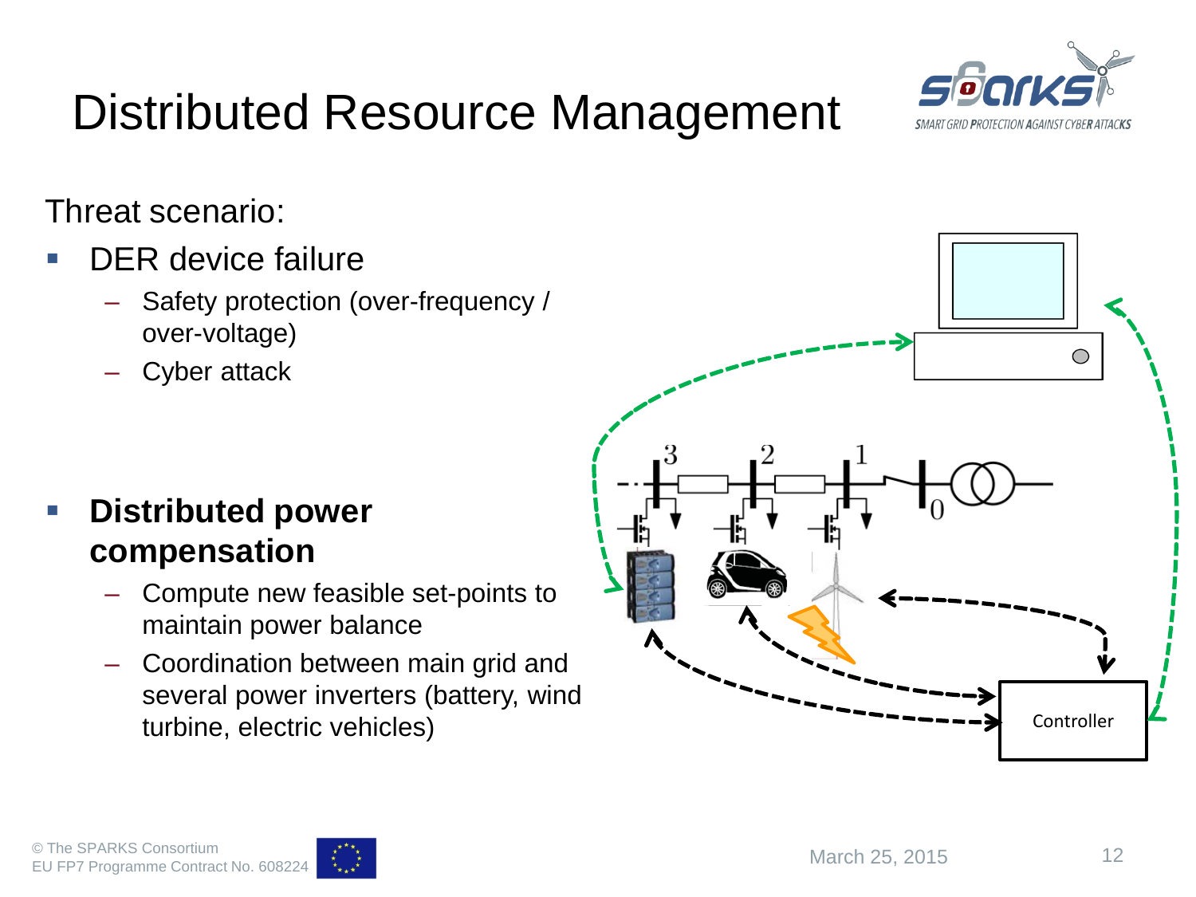# Distributed Resource Management

Threat scenario:

- DER device failure
  - Safety protection (over-frequency / over-voltage)
  - Cyber attack
- **Distributed power compensation**
  - Compute new feasible set-points to maintain power balance
  - Coordination between main grid and several power inverters (battery, wind turbine, electric vehicles)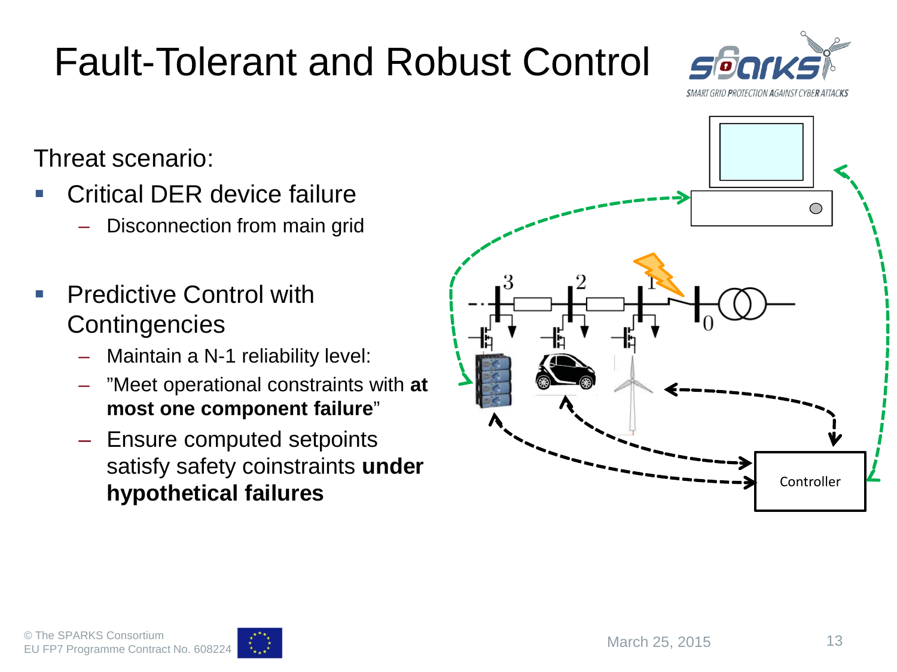# Fault-Tolerant and Robust Control

Threat scenario:

- Critical DER device failure
  - Disconnection from main grid
- Predictive Control with Contingencies
  - Maintain a N-1 reliability level:
  - ”Meet operational constraints with **at most one component failure**”
  - Ensure computed setpoints satisfy safety coinstraints **under hypothetical failures**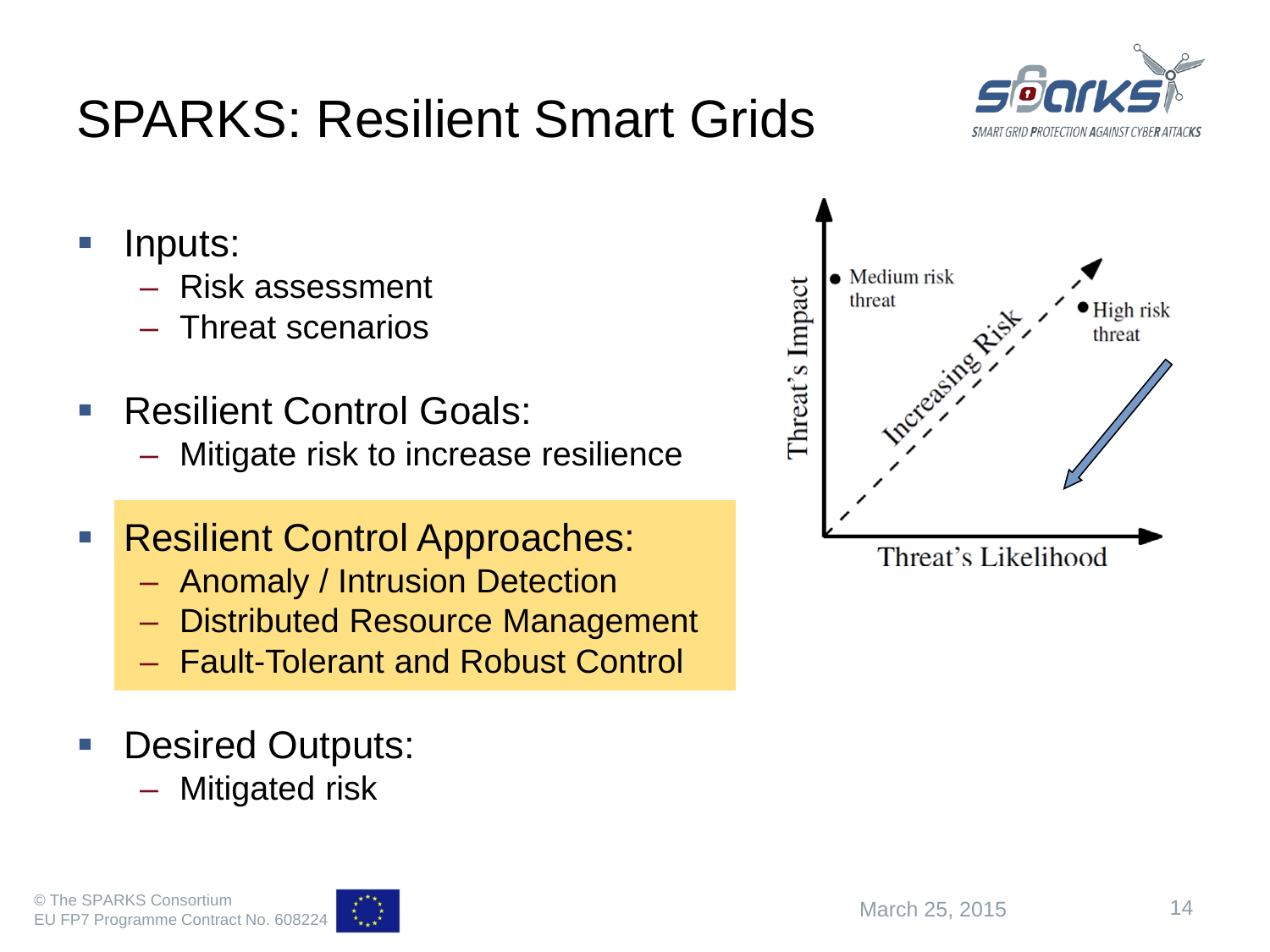# SPARKS: Resilient Smart Grids

- Inputs:
  - Risk assessment
  - Threat scenarios
- Resilient Control Goals:
  - Mitigate risk to increase resilience
- Resilient Control Approaches:
  - Anomaly / Intrusion Detection
  - Distributed Resource Management
  - Fault-Tolerant and Robust Control
- Desired Outputs:
  - Mitigated risk

Medium risk threat

High risk threat

Increasing Risk

Threat's Impact

Threat's Likelihood

© The SPARKS Consortium
EU FP7 Programme Contract No. 608224

March 25, 2015